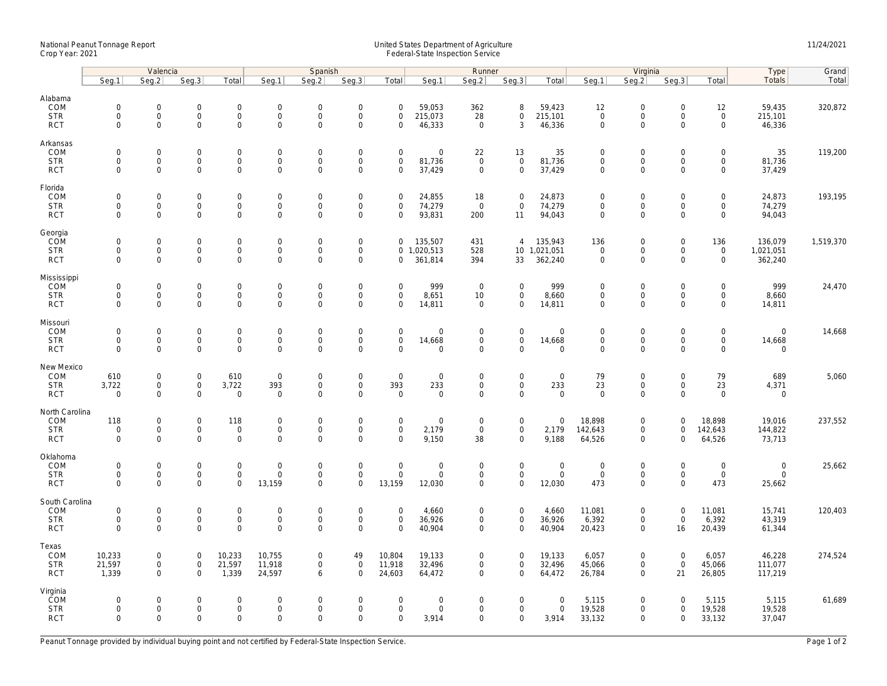National Peanut Tonnage Report
Crop Year: 2021

United States Department of Agriculture
Federal-State Inspection Service

11/24/2021

| | Valencia | | | | Spanish | | | | Runner | | | | Virginia | | | | Type | Grand |
|---|---|---|---|---|---|---|---|---|---|---|---|---|---|---|---|---|---|---|
| | Seg.1 | Seg.2 | Seg.3 | Total | Seg.1 | Seg.2 | Seg.3 | Total | Seg.1 | Seg.2 | Seg.3 | Total | Seg.1 | Seg.2 | Seg.3 | Total | Totals | Total |
| **Alabama** | | | | | | | | | | | | | | | | | | |
| COM | 0 | 0 | 0 | 0 | 0 | 0 | 0 | 0 | 59,053 | 362 | 8 | 59,423 | 12 | 0 | 0 | 12 | 59,435 | 320,872 |
| STR | 0 | 0 | 0 | 0 | 0 | 0 | 0 | 0 | 215,073 | 28 | 0 | 215,101 | 0 | 0 | 0 | 0 | 215,101 | |
| RCT | 0 | 0 | 0 | 0 | 0 | 0 | 0 | 0 | 46,333 | 0 | 3 | 46,336 | 0 | 0 | 0 | 0 | 46,336 | |
| **Arkansas** | | | | | | | | | | | | | | | | | | |
| COM | 0 | 0 | 0 | 0 | 0 | 0 | 0 | 0 | 0 | 22 | 13 | 35 | 0 | 0 | 0 | 0 | 35 | 119,200 |
| STR | 0 | 0 | 0 | 0 | 0 | 0 | 0 | 0 | 81,736 | 0 | 0 | 81,736 | 0 | 0 | 0 | 0 | 81,736 | |
| RCT | 0 | 0 | 0 | 0 | 0 | 0 | 0 | 0 | 37,429 | 0 | 0 | 37,429 | 0 | 0 | 0 | 0 | 37,429 | |
| **Florida** | | | | | | | | | | | | | | | | | | |
| COM | 0 | 0 | 0 | 0 | 0 | 0 | 0 | 0 | 24,855 | 18 | 0 | 24,873 | 0 | 0 | 0 | 0 | 24,873 | 193,195 |
| STR | 0 | 0 | 0 | 0 | 0 | 0 | 0 | 0 | 74,279 | 0 | 0 | 74,279 | 0 | 0 | 0 | 0 | 74,279 | |
| RCT | 0 | 0 | 0 | 0 | 0 | 0 | 0 | 0 | 93,831 | 200 | 11 | 94,043 | 0 | 0 | 0 | 0 | 94,043 | |
| **Georgia** | | | | | | | | | | | | | | | | | | |
| COM | 0 | 0 | 0 | 0 | 0 | 0 | 0 | 0 | 135,507 | 431 | 4 | 135,943 | 136 | 0 | 0 | 136 | 136,079 | 1,519,370 |
| STR | 0 | 0 | 0 | 0 | 0 | 0 | 0 | 0 | 1,020,513 | 528 | 10 | 1,021,051 | 0 | 0 | 0 | 0 | 1,021,051 | |
| RCT | 0 | 0 | 0 | 0 | 0 | 0 | 0 | 0 | 361,814 | 394 | 33 | 362,240 | 0 | 0 | 0 | 0 | 362,240 | |
| **Mississippi** | | | | | | | | | | | | | | | | | | |
| COM | 0 | 0 | 0 | 0 | 0 | 0 | 0 | 0 | 999 | 0 | 0 | 999 | 0 | 0 | 0 | 0 | 999 | 24,470 |
| STR | 0 | 0 | 0 | 0 | 0 | 0 | 0 | 0 | 8,651 | 10 | 0 | 8,660 | 0 | 0 | 0 | 0 | 8,660 | |
| RCT | 0 | 0 | 0 | 0 | 0 | 0 | 0 | 0 | 14,811 | 0 | 0 | 14,811 | 0 | 0 | 0 | 0 | 14,811 | |
| **Missouri** | | | | | | | | | | | | | | | | | | |
| COM | 0 | 0 | 0 | 0 | 0 | 0 | 0 | 0 | 0 | 0 | 0 | 0 | 0 | 0 | 0 | 0 | 0 | 14,668 |
| STR | 0 | 0 | 0 | 0 | 0 | 0 | 0 | 0 | 14,668 | 0 | 0 | 14,668 | 0 | 0 | 0 | 0 | 14,668 | |
| RCT | 0 | 0 | 0 | 0 | 0 | 0 | 0 | 0 | 0 | 0 | 0 | 0 | 0 | 0 | 0 | 0 | 0 | |
| **New Mexico** | | | | | | | | | | | | | | | | | | |
| COM | 610 | 0 | 0 | 610 | 0 | 0 | 0 | 0 | 0 | 0 | 0 | 0 | 79 | 0 | 0 | 79 | 689 | 5,060 |
| STR | 3,722 | 0 | 0 | 3,722 | 393 | 0 | 0 | 393 | 233 | 0 | 0 | 233 | 23 | 0 | 0 | 23 | 4,371 | |
| RCT | 0 | 0 | 0 | 0 | 0 | 0 | 0 | 0 | 0 | 0 | 0 | 0 | 0 | 0 | 0 | 0 | 0 | |
| **North Carolina** | | | | | | | | | | | | | | | | | | |
| COM | 118 | 0 | 0 | 118 | 0 | 0 | 0 | 0 | 0 | 0 | 0 | 0 | 18,898 | 0 | 0 | 18,898 | 19,016 | 237,552 |
| STR | 0 | 0 | 0 | 0 | 0 | 0 | 0 | 0 | 2,179 | 0 | 0 | 2,179 | 142,643 | 0 | 0 | 142,643 | 144,822 | |
| RCT | 0 | 0 | 0 | 0 | 0 | 0 | 0 | 0 | 9,150 | 38 | 0 | 9,188 | 64,526 | 0 | 0 | 64,526 | 73,713 | |
| **Oklahoma** | | | | | | | | | | | | | | | | | | |
| COM | 0 | 0 | 0 | 0 | 0 | 0 | 0 | 0 | 0 | 0 | 0 | 0 | 0 | 0 | 0 | 0 | 0 | 25,662 |
| STR | 0 | 0 | 0 | 0 | 0 | 0 | 0 | 0 | 0 | 0 | 0 | 0 | 0 | 0 | 0 | 0 | 0 | |
| RCT | 0 | 0 | 0 | 0 | 13,159 | 0 | 0 | 13,159 | 12,030 | 0 | 0 | 12,030 | 473 | 0 | 0 | 473 | 25,662 | |
| **South Carolina** | | | | | | | | | | | | | | | | | | |
| COM | 0 | 0 | 0 | 0 | 0 | 0 | 0 | 0 | 4,660 | 0 | 0 | 4,660 | 11,081 | 0 | 0 | 11,081 | 15,741 | 120,403 |
| STR | 0 | 0 | 0 | 0 | 0 | 0 | 0 | 0 | 36,926 | 0 | 0 | 36,926 | 6,392 | 0 | 0 | 6,392 | 43,319 | |
| RCT | 0 | 0 | 0 | 0 | 0 | 0 | 0 | 0 | 40,904 | 0 | 0 | 40,904 | 20,423 | 0 | 16 | 20,439 | 61,344 | |
| **Texas** | | | | | | | | | | | | | | | | | | |
| COM | 10,233 | 0 | 0 | 10,233 | 10,755 | 0 | 49 | 10,804 | 19,133 | 0 | 0 | 19,133 | 6,057 | 0 | 0 | 6,057 | 46,228 | 274,524 |
| STR | 21,597 | 0 | 0 | 21,597 | 11,918 | 0 | 0 | 11,918 | 32,496 | 0 | 0 | 32,496 | 45,066 | 0 | 0 | 45,066 | 111,077 | |
| RCT | 1,339 | 0 | 0 | 1,339 | 24,597 | 6 | 0 | 24,603 | 64,472 | 0 | 0 | 64,472 | 26,784 | 0 | 21 | 26,805 | 117,219 | |
| **Virginia** | | | | | | | | | | | | | | | | | | |
| COM | 0 | 0 | 0 | 0 | 0 | 0 | 0 | 0 | 0 | 0 | 0 | 0 | 5,115 | 0 | 0 | 5,115 | 5,115 | 61,689 |
| STR | 0 | 0 | 0 | 0 | 0 | 0 | 0 | 0 | 0 | 0 | 0 | 0 | 19,528 | 0 | 0 | 19,528 | 19,528 | |
| RCT | 0 | 0 | 0 | 0 | 0 | 0 | 0 | 0 | 3,914 | 0 | 0 | 3,914 | 33,132 | 0 | 0 | 33,132 | 37,047 | |

Peanut Tonnage provided by individual buying point and not certified by Federal-State Inspection Service.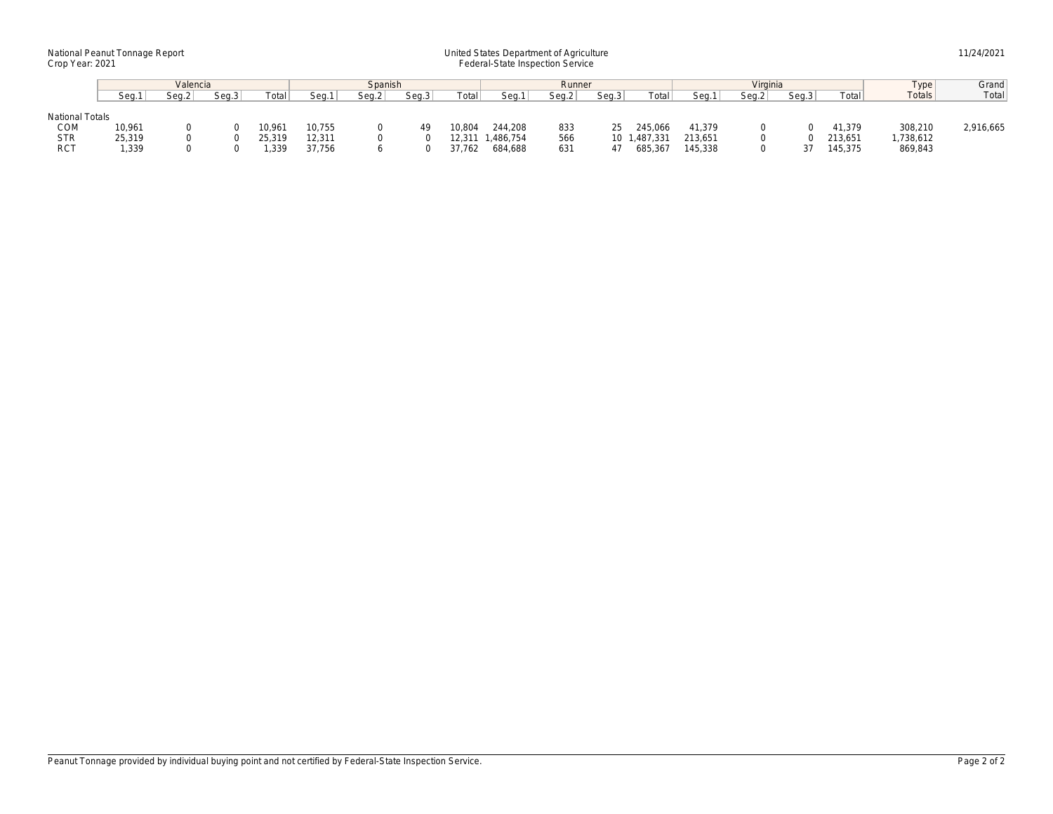National Peanut Tonnage Report
Crop Year: 2021

United States Department of Agriculture
Federal-State Inspection Service

11/24/2021

| | Valencia | | | | Spanish | | | | Runner | | | | Virginia | | | | Type | Grand |
|---|---|---|---|---|---|---|---|---|---|---|---|---|---|---|---|---|---|---|
| | Seg.1 | Seg.2 | Seg.3 | Total | Seg.1 | Seg.2 | Seg.3 | Total | Seg.1 | Seg.2 | Seg.3 | Total | Seg.1 | Seg.2 | Seg.3 | Total | Totals | Total |
| National Totals | | | | | | | | | | | | | | | | | | |
| COM | 10,961 | 0 | 0 | 10,961 | 10,755 | 0 | 49 | 10,804 | 244,208 | 833 | 25 | 245,066 | 41,379 | 0 | 0 | 41,379 | 308,210 | 2,916,665 |
| STR | 25,319 | 0 | 0 | 25,319 | 12,311 | 0 | 0 | 12,311 | 1,486,754 | 566 | 10 | 1,487,331 | 213,651 | 0 | 0 | 213,651 | 1,738,612 | |
| RCT | 1,339 | 0 | 0 | 1,339 | 37,756 | 6 | 0 | 37,762 | 684,688 | 631 | 47 | 685,367 | 145,338 | 0 | 37 | 145,375 | 869,843 | |

Peanut Tonnage provided by individual buying point and not certified by Federal-State Inspection Service.